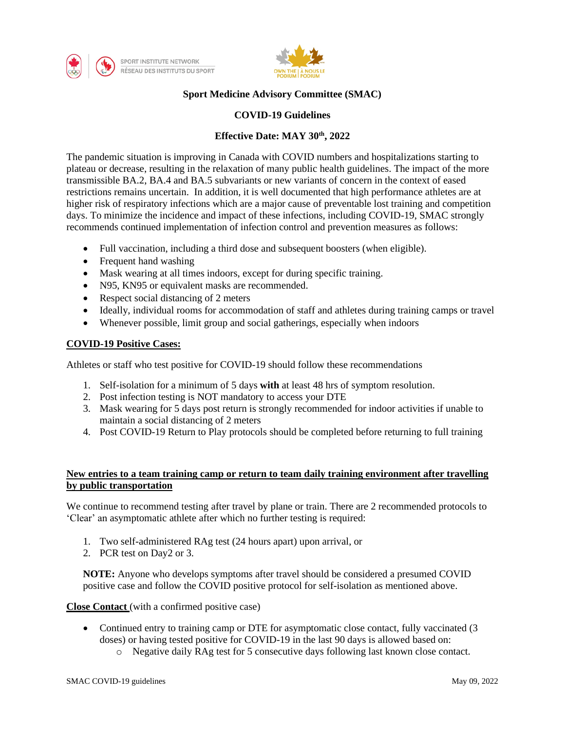**Sport Medicine Advisory Committee (SMAC)**

**COVID-19 Guidelines**

**Effective Date: MAY 30th, 2022**

The pandemic situation is improving in Canada with COVID numbers and hospitalizations starting to plateau or decrease, resulting in the relaxation of many public health guidelines. The impact of the more transmissible BA.2, BA.4 and BA.5 subvariants or new variants of concern in the context of eased restrictions remains uncertain. In addition, it is well documented that high performance athletes are at higher risk of respiratory infections which are a major cause of preventable lost training and competition days. To minimize the incidence and impact of these infections, including COVID-19, SMAC strongly recommends continued implementation of infection control and prevention measures as follows:

- Full vaccination, including a third dose and subsequent boosters (when eligible).
- Frequent hand washing
- Mask wearing at all times indoors, except for during specific training.
- N95, KN95 or equivalent masks are recommended.
- Respect social distancing of 2 meters
- Ideally, individual rooms for accommodation of staff and athletes during training camps or travel
- Whenever possible, limit group and social gatherings, especially when indoors

## COVID-19 Positive Cases:

Athletes or staff who test positive for COVID-19 should follow these recommendations

1. Self-isolation for a minimum of 5 days **with** at least 48 hrs of symptom resolution.
2. Post infection testing is NOT mandatory to access your DTE
3. Mask wearing for 5 days post return is strongly recommended for indoor activities if unable to maintain a social distancing of 2 meters
4. Post COVID-19 Return to Play protocols should be completed before returning to full training

## New entries to a team training camp or return to team daily training environment after travelling by public transportation

We continue to recommend testing after travel by plane or train. There are 2 recommended protocols to 'Clear' an asymptomatic athlete after which no further testing is required:

1. Two self-administered RAg test (24 hours apart) upon arrival, or
2. PCR test on Day2 or 3.

**NOTE:** Anyone who develops symptoms after travel should be considered a presumed COVID positive case and follow the COVID positive protocol for self-isolation as mentioned above.

**Close Contact** (with a confirmed positive case)

- Continued entry to training camp or DTE for asymptomatic close contact, fully vaccinated (3 doses) or having tested positive for COVID-19 in the last 90 days is allowed based on:
  - Negative daily RAg test for 5 consecutive days following last known close contact.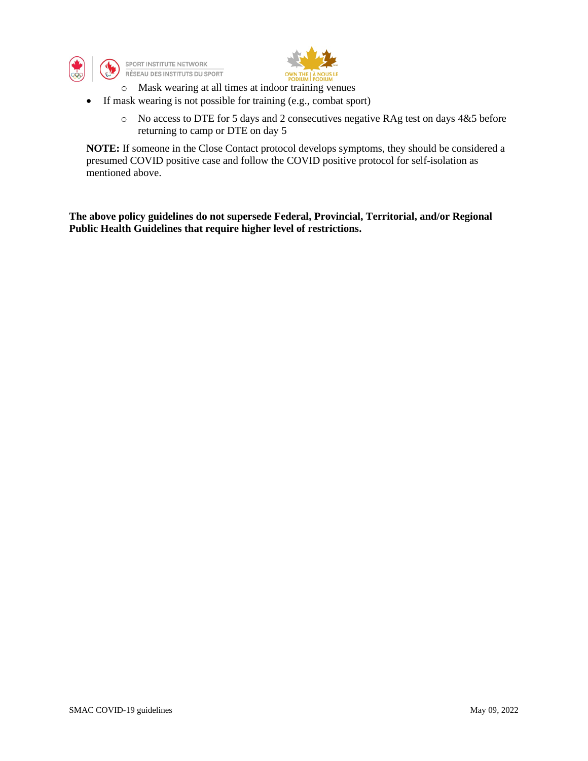- Mask wearing at all times at indoor training venues
- If mask wearing is not possible for training (e.g., combat sport)
    - No access to DTE for 5 days and 2 consecutives negative RAg test on days 4&5 before returning to camp or DTE on day 5

**NOTE:** If someone in the Close Contact protocol develops symptoms, they should be considered a presumed COVID positive case and follow the COVID positive protocol for self-isolation as mentioned above.

**The above policy guidelines do not supersede Federal, Provincial, Territorial, and/or Regional Public Health Guidelines that require higher level of restrictions.**